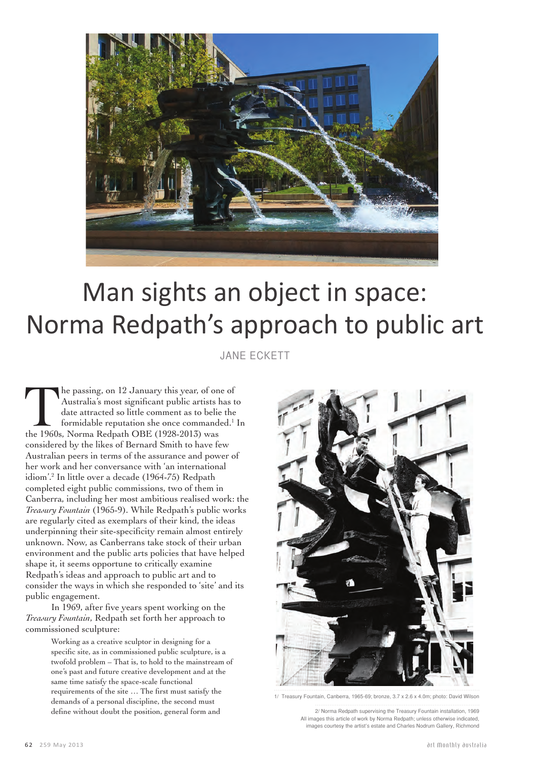# Man sights an object in space: Norma Redpath's approach to public art

JANE ECKETT

The passing, on 12 January this year, of one of Australia's most significant public artists has to date attracted so little comment as to belie the formidable reputation she once commanded.[1] In the 1960s, Norma Redpath OBE (1928-2013) was considered by the likes of Bernard Smith to have few Australian peers in terms of the assurance and power of her work and her conversance with 'an international idiom'.[2] In little over a decade (1964-75) Redpath completed eight public commissions, two of them in Canberra, including her most ambitious realised work: the *Treasury Fountain* (1965-9). While Redpath's public works are regularly cited as exemplars of their kind, the ideas underpinning their site-specificity remain almost entirely unknown. Now, as Canberrans take stock of their urban environment and the public arts policies that have helped shape it, it seems opportune to critically examine Redpath's ideas and approach to public art and to consider the ways in which she responded to 'site' and its public engagement.

In 1969, after five years spent working on the *Treasury Fountain*, Redpath set forth her approach to commissioned sculpture:

> Working as a creative sculptor in designing for a specific site, as in commissioned public sculpture, is a twofold problem – That is, to hold to the mainstream of one's past and future creative development and at the same time satisfy the space-scale functional requirements of the site … The first must satisfy the demands of a personal discipline, the second must define without doubt the position, general form and

1/ Treasury Fountain, Canberra, 1965-69; bronze, 3.7 x 2.6 x 4.0m; photo: David Wilson

2/ Norma Redpath supervising the Treasury Fountain installation, 1969
All images this article of work by Norma Redpath; unless otherwise indicated, images courtesy the artist's estate and Charles Nodrum Gallery, Richmond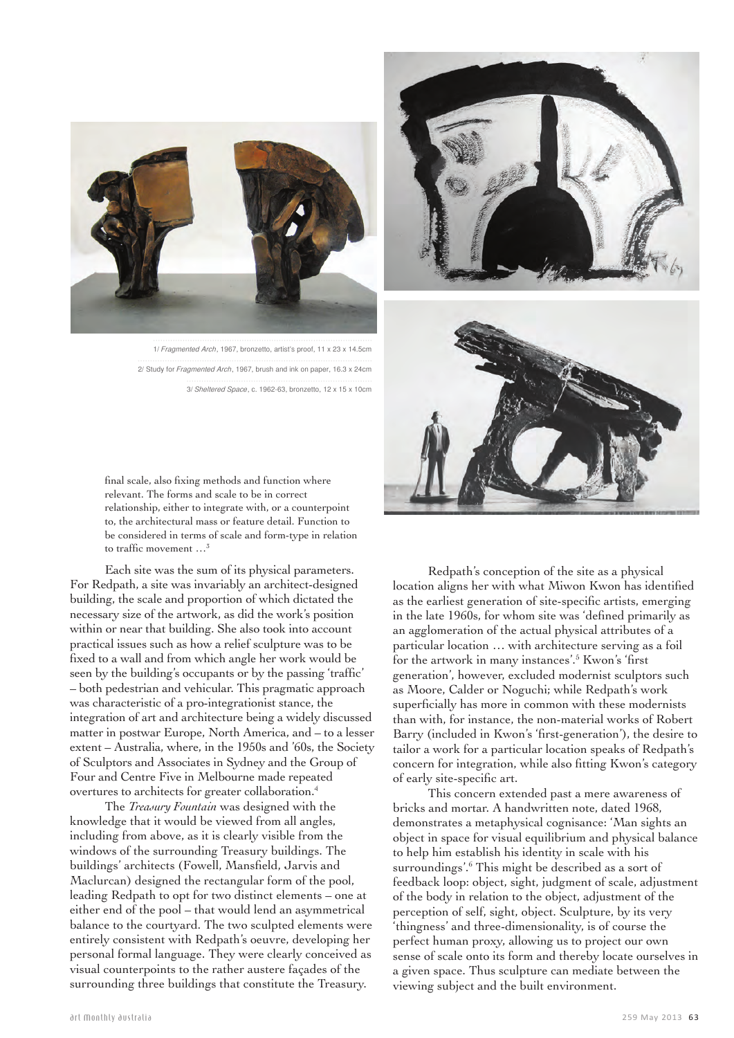1/ *Fragmented Arch*, 1967, bronzetto, artist's proof, 11 x 23 x 14.5cm

2/ Study for *Fragmented Arch*, 1967, brush and ink on paper, 16.3 x 24cm

3/ *Sheltered Space*, c. 1962-63, bronzetto, 12 x 15 x 10cm

> final scale, also fixing methods and function where relevant. The forms and scale to be in correct relationship, either to integrate with, or a counterpoint to, the architectural mass or feature detail. Function to be considered in terms of scale and form-type in relation to traffic movement …[3]

Each site was the sum of its physical parameters. For Redpath, a site was invariably an architect-designed building, the scale and proportion of which dictated the necessary size of the artwork, as did the work's position within or near that building. She also took into account practical issues such as how a relief sculpture was to be fixed to a wall and from which angle her work would be seen by the building's occupants or by the passing 'traffic' – both pedestrian and vehicular. This pragmatic approach was characteristic of a pro-integrationist stance, the integration of art and architecture being a widely discussed matter in postwar Europe, North America, and – to a lesser extent – Australia, where, in the 1950s and '60s, the Society of Sculptors and Associates in Sydney and the Group of Four and Centre Five in Melbourne made repeated overtures to architects for greater collaboration.[4]

The *Treasury Fountain* was designed with the knowledge that it would be viewed from all angles, including from above, as it is clearly visible from the windows of the surrounding Treasury buildings. The buildings' architects (Fowell, Mansfield, Jarvis and Maclurcan) designed the rectangular form of the pool, leading Redpath to opt for two distinct elements – one at either end of the pool – that would lend an asymmetrical balance to the courtyard. The two sculpted elements were entirely consistent with Redpath's oeuvre, developing her personal formal language. They were clearly conceived as visual counterpoints to the rather austere façades of the surrounding three buildings that constitute the Treasury.

Redpath's conception of the site as a physical location aligns her with what Miwon Kwon has identified as the earliest generation of site-specific artists, emerging in the late 1960s, for whom site was 'defined primarily as an agglomeration of the actual physical attributes of a particular location … with architecture serving as a foil for the artwork in many instances'.[5] Kwon's 'first generation', however, excluded modernist sculptors such as Moore, Calder or Noguchi; while Redpath's work superficially has more in common with these modernists than with, for instance, the non-material works of Robert Barry (included in Kwon's 'first-generation'), the desire to tailor a work for a particular location speaks of Redpath's concern for integration, while also fitting Kwon's category of early site-specific art.

This concern extended past a mere awareness of bricks and mortar. A handwritten note, dated 1968, demonstrates a metaphysical cognisance: 'Man sights an object in space for visual equilibrium and physical balance to help him establish his identity in scale with his surroundings'.[6] This might be described as a sort of feedback loop: object, sight, judgment of scale, adjustment of the body in relation to the object, adjustment of the perception of self, sight, object. Sculpture, by its very 'thingness' and three-dimensionality, is of course the perfect human proxy, allowing us to project our own sense of scale onto its form and thereby locate ourselves in a given space. Thus sculpture can mediate between the viewing subject and the built environment.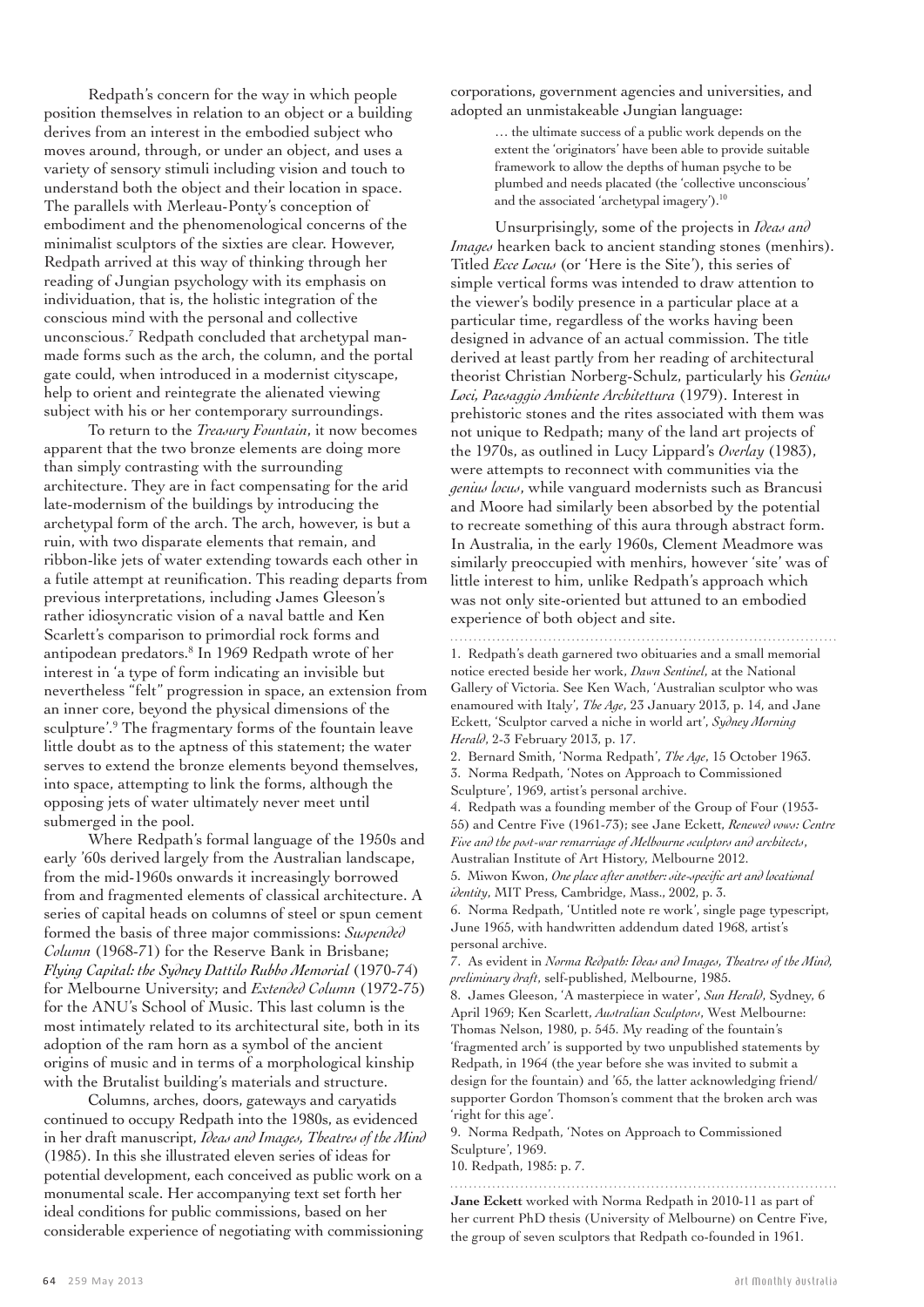Redpath's concern for the way in which people position themselves in relation to an object or a building derives from an interest in the embodied subject who moves around, through, or under an object, and uses a variety of sensory stimuli including vision and touch to understand both the object and their location in space. The parallels with Merleau-Ponty's conception of embodiment and the phenomenological concerns of the minimalist sculptors of the sixties are clear. However, Redpath arrived at this way of thinking through her reading of Jungian psychology with its emphasis on individuation, that is, the holistic integration of the conscious mind with the personal and collective unconscious.[7] Redpath concluded that archetypal man-made forms such as the arch, the column, and the portal gate could, when introduced in a modernist cityscape, help to orient and reintegrate the alienated viewing subject with his or her contemporary surroundings.

To return to the *Treasury Fountain*, it now becomes apparent that the two bronze elements are doing more than simply contrasting with the surrounding architecture. They are in fact compensating for the arid late-modernism of the buildings by introducing the archetypal form of the arch. The arch, however, is but a ruin, with two disparate elements that remain, and ribbon-like jets of water extending towards each other in a futile attempt at reunification. This reading departs from previous interpretations, including James Gleeson's rather idiosyncratic vision of a naval battle and Ken Scarlett's comparison to primordial rock forms and antipodean predators.[8] In 1969 Redpath wrote of her interest in 'a type of form indicating an invisible but nevertheless "felt" progression in space, an extension from an inner core, beyond the physical dimensions of the sculpture'.[9] The fragmentary forms of the fountain leave little doubt as to the aptness of this statement; the water serves to extend the bronze elements beyond themselves, into space, attempting to link the forms, although the opposing jets of water ultimately never meet until submerged in the pool.

Where Redpath's formal language of the 1950s and early '60s derived largely from the Australian landscape, from the mid-1960s onwards it increasingly borrowed from and fragmented elements of classical architecture. A series of capital heads on columns of steel or spun cement formed the basis of three major commissions: *Suspended Column* (1968-71) for the Reserve Bank in Brisbane; *Flying Capital: the Sydney Dattilo Rubbo Memorial* (1970-74) for Melbourne University; and *Extended Column* (1972-75) for the ANU's School of Music. This last column is the most intimately related to its architectural site, both in its adoption of the ram horn as a symbol of the ancient origins of music and in terms of a morphological kinship with the Brutalist building's materials and structure.

Columns, arches, doors, gateways and caryatids continued to occupy Redpath into the 1980s, as evidenced in her draft manuscript, *Ideas and Images, Theatres of the Mind* (1985). In this she illustrated eleven series of ideas for potential development, each conceived as public work on a monumental scale. Her accompanying text set forth her ideal conditions for public commissions, based on her considerable experience of negotiating with commissioning corporations, government agencies and universities, and adopted an unmistakeable Jungian language:

> … the ultimate success of a public work depends on the extent the 'originators' have been able to provide suitable framework to allow the depths of human psyche to be plumbed and needs placated (the 'collective unconscious' and the associated 'archetypal imagery').[10]

Unsurprisingly, some of the projects in *Ideas and Images* hearken back to ancient standing stones (menhirs). Titled *Ecce Locus* (or 'Here is the Site'), this series of simple vertical forms was intended to draw attention to the viewer's bodily presence in a particular place at a particular time, regardless of the works having been designed in advance of an actual commission. The title derived at least partly from her reading of architectural theorist Christian Norberg-Schulz, particularly his *Genius Loci, Paesaggio Ambiente Architettura* (1979). Interest in prehistoric stones and the rites associated with them was not unique to Redpath; many of the land art projects of the 1970s, as outlined in Lucy Lippard's *Overlay* (1983), were attempts to reconnect with communities via the *genius locus*, while vanguard modernists such as Brancusi and Moore had similarly been absorbed by the potential to recreate something of this aura through abstract form. In Australia, in the early 1960s, Clement Meadmore was similarly preoccupied with menhirs, however 'site' was of little interest to him, unlike Redpath's approach which was not only site-oriented but attuned to an embodied experience of both object and site.

---

1. Redpath's death garnered two obituaries and a small memorial notice erected beside her work, *Dawn Sentinel*, at the National Gallery of Victoria. See Ken Wach, 'Australian sculptor who was enamoured with Italy', *The Age*, 23 January 2013, p. 14, and Jane Eckett, 'Sculptor carved a niche in world art', *Sydney Morning Herald*, 2-3 February 2013, p. 17.
2. Bernard Smith, 'Norma Redpath', *The Age*, 15 October 1963.
3. Norma Redpath, 'Notes on Approach to Commissioned Sculpture', 1969, artist's personal archive.
4. Redpath was a founding member of the Group of Four (1953-55) and Centre Five (1961-73); see Jane Eckett, *Renewed vows: Centre Five and the post-war remarriage of Melbourne sculptors and architects*, Australian Institute of Art History, Melbourne 2012.
5. Miwon Kwon, *One place after another: site-specific art and locational identity*, MIT Press, Cambridge, Mass., 2002, p. 3.
6. Norma Redpath, 'Untitled note re work', single page typescript, June 1965, with handwritten addendum dated 1968, artist's personal archive.
7. As evident in *Norma Redpath: Ideas and Images, Theatres of the Mind, preliminary draft*, self-published, Melbourne, 1985.
8. James Gleeson, 'A masterpiece in water', *Sun Herald*, Sydney, 6 April 1969; Ken Scarlett, *Australian Sculptors*, West Melbourne: Thomas Nelson, 1980, p. 545. My reading of the fountain's 'fragmented arch' is supported by two unpublished statements by Redpath, in 1964 (the year before she was invited to submit a design for the fountain) and '65, the latter acknowledging friend/supporter Gordon Thomson's comment that the broken arch was 'right for this age'.
9. Norma Redpath, 'Notes on Approach to Commissioned Sculpture', 1969.
10. Redpath, 1985: p. 7.

---

**Jane Eckett** worked with Norma Redpath in 2010-11 as part of her current PhD thesis (University of Melbourne) on Centre Five, the group of seven sculptors that Redpath co-founded in 1961.